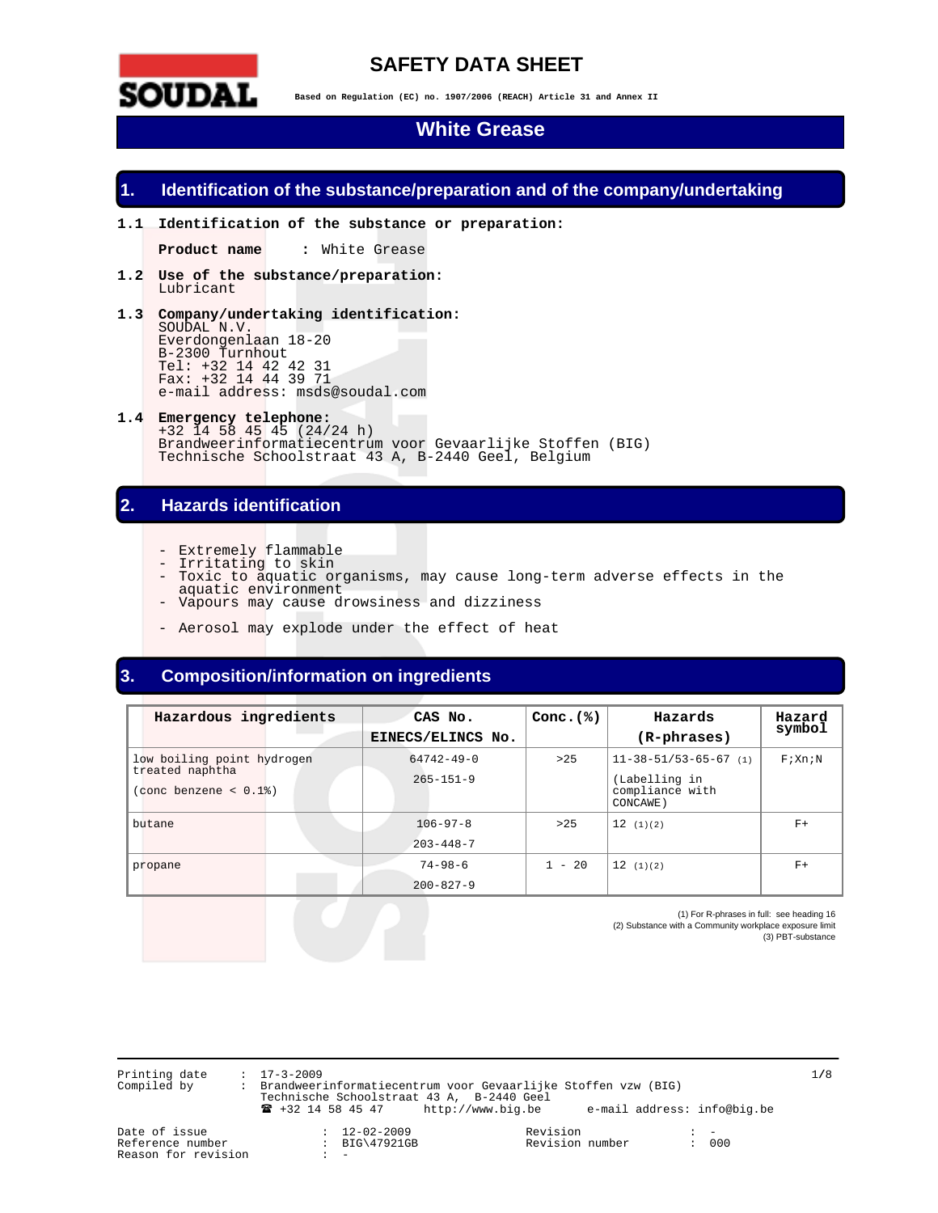# SAFETY DATA SHEET

**Based on Regulation (EC) no. 1907/2006 (REACH) Article 31 and Annex II**

# White Grease

## 1. Identification of the substance/preparation and of the company/undertaking

**1.1 Identification of the substance or preparation:**

**Product name** : White Grease

**1.2 Use of the substance/preparation:**
Lubricant

**1.3 Company/undertaking identification:**
SOUDAL N.V.
Everdongenlaan 18-20
B-2300 Turnhout
Tel: +32 14 42 42 31
Fax: +32 14 44 39 71
e-mail address: msds@soudal.com

**1.4 Emergency telephone:**
+32 14 58 45 45 (24/24 h)
Brandweerinformatiecentrum voor Gevaarlijke Stoffen (BIG)
Technische Schoolstraat 43 A, B-2440 Geel, Belgium

## 2. Hazards identification

- Extremely flammable
- Irritating to skin
- Toxic to aquatic organisms, may cause long-term adverse effects in the aquatic environment
- Vapours may cause drowsiness and dizziness

- Aerosol may explode under the effect of heat

## 3. Composition/information on ingredients

| Hazardous ingredients | CAS No. / EINECS/ELINCS No. | Conc.(%) | Hazards (R-phrases) | Hazard symbol |
|---|---|---|---|---|
| low boiling point hydrogen treated naphtha (conc benzene < 0.1%) | 64742-49-0 / 265-151-9 | >25 | 11-38-51/53-65-67 (1) (Labelling in compliance with CONCAWE) | F;Xn;N |
| butane | 106-97-8 / 203-448-7 | >25 | 12 (1)(2) | F+ |
| propane | 74-98-6 / 200-827-9 | 1 - 20 | 12 (1)(2) | F+ |

(1) For R-phrases in full: see heading 16
(2) Substance with a Community workplace exposure limit
(3) PBT-substance

Printing date : 17-3-2009
Compiled by : Brandweerinformatiecentrum voor Gevaarlijke Stoffen vzw (BIG)
Technische Schoolstraat 43 A, B-2440 Geel
☎ +32 14 58 45 47 http://www.big.be e-mail address: info@big.be

Date of issue : 12-02-2009
Reference number : BIG\47921GB
Reason for revision : -
Revision : -
Revision number : 000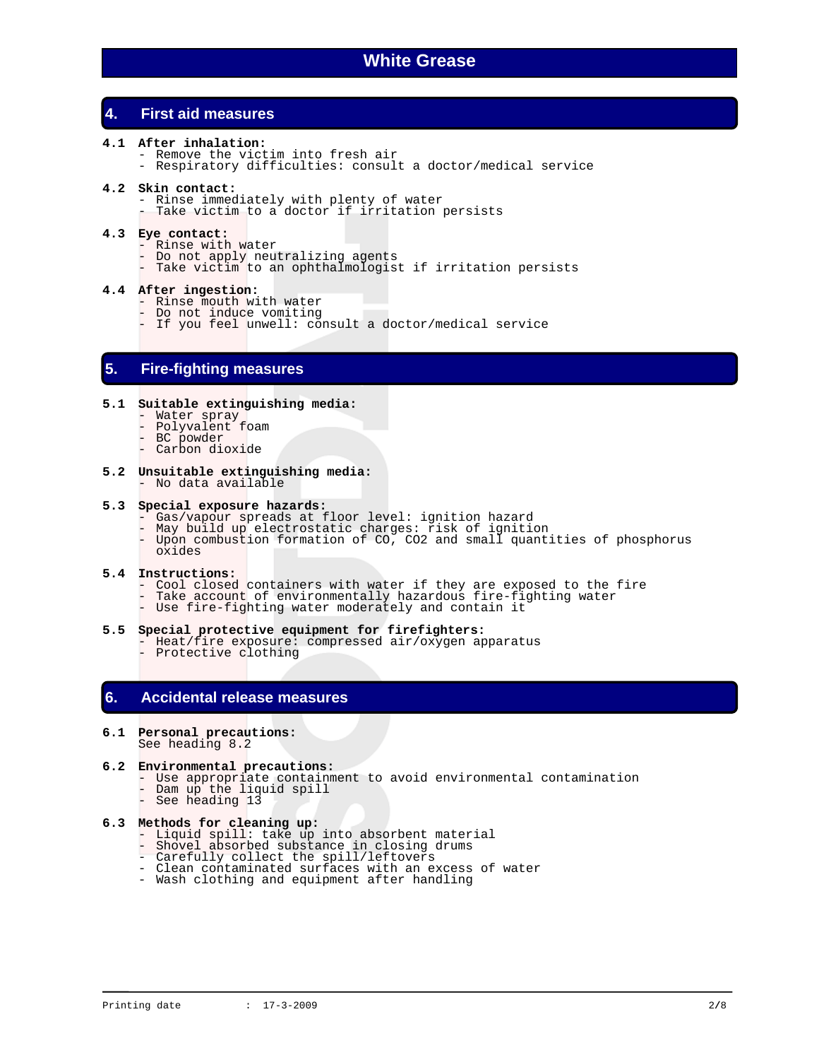## 4. First aid measures

**4.1 After inhalation:**
- Remove the victim into fresh air
- Respiratory difficulties: consult a doctor/medical service

**4.2 Skin contact:**
- Rinse immediately with plenty of water
- Take victim to a doctor if irritation persists

**4.3 Eye contact:**
- Rinse with water
- Do not apply neutralizing agents
- Take victim to an ophthalmologist if irritation persists

**4.4 After ingestion:**
- Rinse mouth with water
- Do not induce vomiting
- If you feel unwell: consult a doctor/medical service

## 5. Fire-fighting measures

**5.1 Suitable extinguishing media:**
- Water spray
- Polyvalent foam
- BC powder
- Carbon dioxide

**5.2 Unsuitable extinguishing media:**
- No data available

**5.3 Special exposure hazards:**
- Gas/vapour spreads at floor level: ignition hazard
- May build up electrostatic charges: risk of ignition
- Upon combustion formation of CO, $CO_2$ and small quantities of phosphorus oxides

**5.4 Instructions:**
- Cool closed containers with water if they are exposed to the fire
- Take account of environmentally hazardous fire-fighting water
- Use fire-fighting water moderately and contain it

**5.5 Special protective equipment for firefighters:**
- Heat/fire exposure: compressed air/oxygen apparatus
- Protective clothing

## 6. Accidental release measures

**6.1 Personal precautions:**
See heading 8.2

**6.2 Environmental precautions:**
- Use appropriate containment to avoid environmental contamination
- Dam up the liquid spill
- See heading 13

**6.3 Methods for cleaning up:**
- Liquid spill: take up into absorbent material
- Shovel absorbed substance in closing drums
- Carefully collect the spill/leftovers
- Clean contaminated surfaces with an excess of water
- Wash clothing and equipment after handling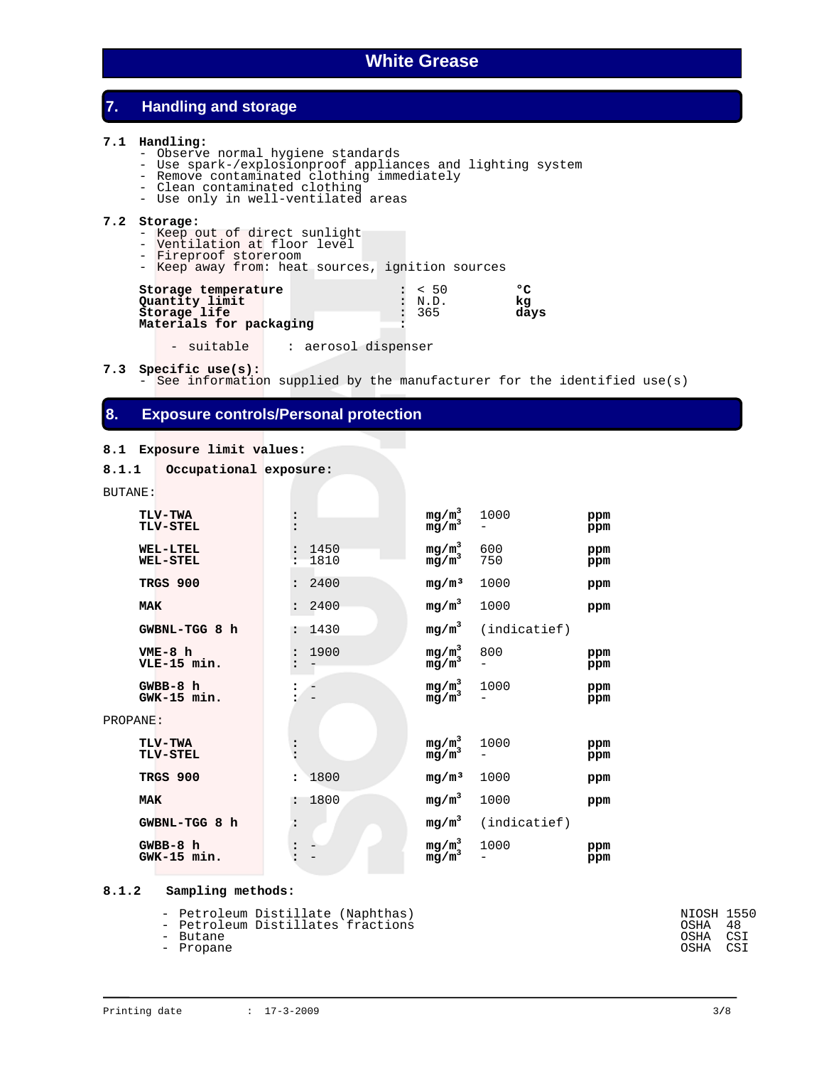## 7. Handling and storage

**7.1 Handling:**

- Observe normal hygiene standards
- Use spark-/explosionproof appliances and lighting system
- Remove contaminated clothing immediately
- Clean contaminated clothing
- Use only in well-ventilated areas

**7.2 Storage:**

- Keep out of direct sunlight
- Ventilation at floor level
- Fireproof storeroom
- Keep away from: heat sources, ignition sources

| | | | |
|---|---|---|---|
| **Storage temperature** | : | < 50 | **°C** |
| **Quantity limit** | : | N.D. | **kg** |
| **Storage life** | : | 365 | **days** |
| **Materials for packaging** | : | | |

- suitable : aerosol dispenser

**7.3 Specific use(s):**

- See information supplied by the manufacturer for the identified use(s)

## 8. Exposure controls/Personal protection

**8.1 Exposure limit values:**

**8.1.1 Occupational exposure:**

BUTANE:

| | | | | | |
|---|---|---|---|---|---|
| **TLV-TWA** | : | | **mg/m³** | 1000 | **ppm** |
| **TLV-STEL** | : | | **mg/m³** | - | **ppm** |
| **WEL-LTEL** | : | 1450 | **mg/m³** | 600 | **ppm** |
| **WEL-STEL** | : | 1810 | **mg/m³** | 750 | **ppm** |
| **TRGS 900** | : | 2400 | **mg/m³** | 1000 | **ppm** |
| **MAK** | : | 2400 | **mg/m³** | 1000 | **ppm** |
| **GWBNL-TGG 8 h** | : | 1430 | **mg/m³** | (indicatief) | |
| **VME-8 h** | : | 1900 | **mg/m³** | 800 | **ppm** |
| **VLE-15 min.** | : | - | **mg/m³** | - | **ppm** |
| **GWBB-8 h** | : | - | **mg/m³** | 1000 | **ppm** |
| **GWK-15 min.** | : | - | **mg/m³** | - | **ppm** |

PROPANE:

| | | | | | |
|---|---|---|---|---|---|
| **TLV-TWA** | : | | **mg/m³** | 1000 | **ppm** |
| **TLV-STEL** | : | | **mg/m³** | - | **ppm** |
| **TRGS 900** | : | 1800 | **mg/m³** | 1000 | **ppm** |
| **MAK** | : | 1800 | **mg/m³** | 1000 | **ppm** |
| **GWBNL-TGG 8 h** | : | | **mg/m³** | (indicatief) | |
| **GWBB-8 h** | : | - | **mg/m³** | 1000 | **ppm** |
| **GWK-15 min.** | : | - | **mg/m³** | - | **ppm** |

**8.1.2 Sampling methods:**

| | |
|---|---|
| - Petroleum Distillate (Naphthas) | NIOSH 1550 |
| - Petroleum Distillates fractions | OSHA 48 |
| - Butane | OSHA CSI |
| - Propane | OSHA CSI |

Printing date : 17-3-2009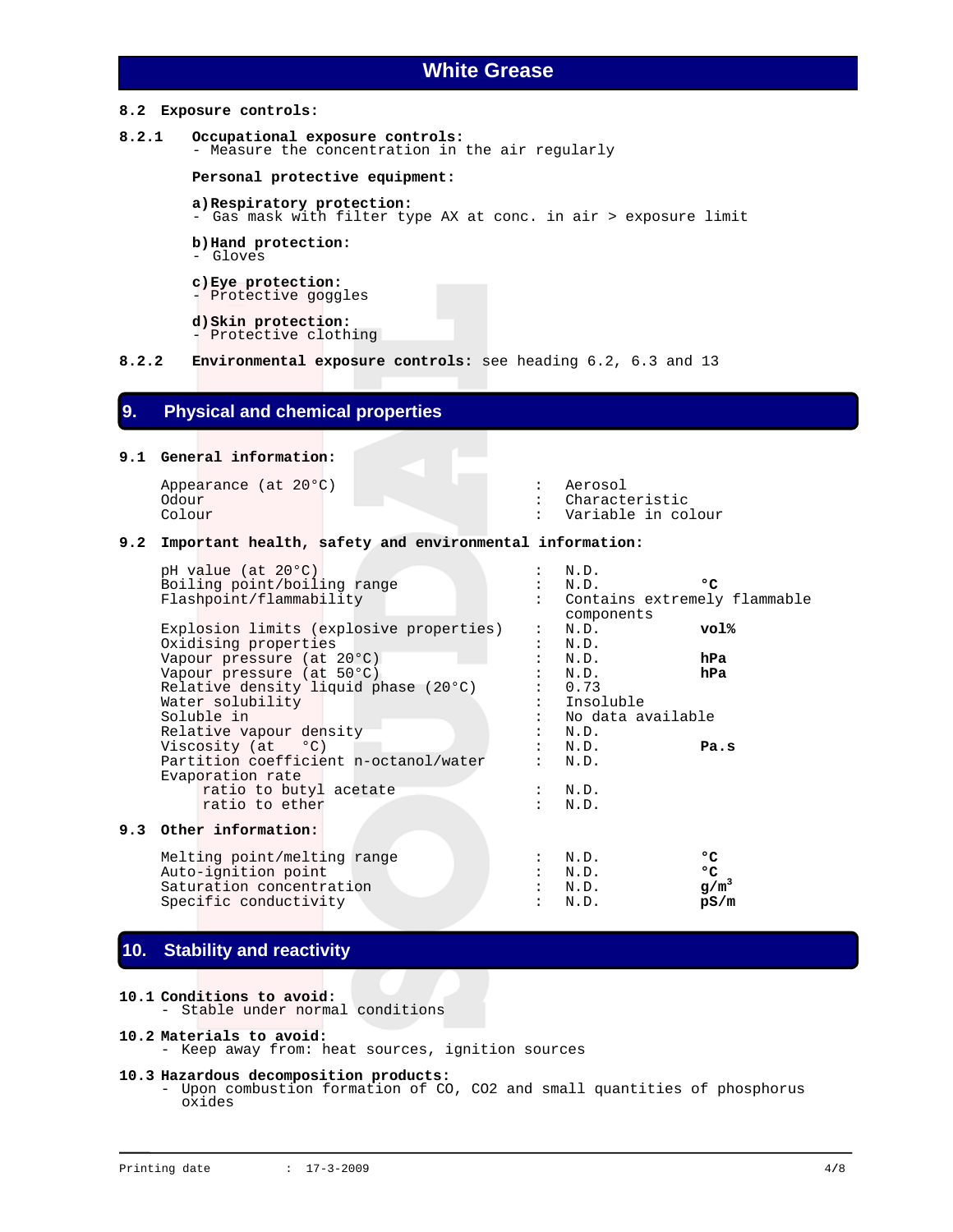**8.2 Exposure controls:**

**8.2.1 Occupational exposure controls:**
- Measure the concentration in the air regularly

**Personal protective equipment:**

**a) Respiratory protection:**
- Gas mask with filter type AX at conc. in air > exposure limit

**b) Hand protection:**
- Gloves

**c) Eye protection:**
- Protective goggles

**d) Skin protection:**
- Protective clothing

**8.2.2 Environmental exposure controls:** see heading 6.2, 6.3 and 13

## 9. Physical and chemical properties

**9.1 General information:**

| Property | | Value | Unit |
|---|---|---|---|
| Appearance (at 20°C) | : | Aerosol | |
| Odour | : | Characteristic | |
| Colour | : | Variable in colour | |

**9.2 Important health, safety and environmental information:**

| Property | | Value | Unit |
|---|---|---|---|
| pH value (at 20°C) | : | N.D. | |
| Boiling point/boiling range | : | N.D. | °C |
| Flashpoint/flammability | : | Contains extremely flammable components | |
| Explosion limits (explosive properties) | : | N.D. | vol% |
| Oxidising properties | : | N.D. | |
| Vapour pressure (at 20°C) | : | N.D. | hPa |
| Vapour pressure (at 50°C) | : | N.D. | hPa |
| Relative density liquid phase (20°C) | : | 0.73 | |
| Water solubility | : | Insoluble | |
| Soluble in | : | No data available | |
| Relative vapour density | : | N.D. | |
| Viscosity (at °C) | : | N.D. | Pa.s |
| Partition coefficient n-octanol/water | : | N.D. | |
| Evaporation rate | | | |
| ratio to butyl acetate | : | N.D. | |
| ratio to ether | : | N.D. | |

**9.3 Other information:**

| Property | | Value | Unit |
|---|---|---|---|
| Melting point/melting range | : | N.D. | °C |
| Auto-ignition point | : | N.D. | °C |
| Saturation concentration | : | N.D. | $g/m^3$ |
| Specific conductivity | : | N.D. | pS/m |

## 10. Stability and reactivity

**10.1 Conditions to avoid:**
- Stable under normal conditions

**10.2 Materials to avoid:**
- Keep away from: heat sources, ignition sources

**10.3 Hazardous decomposition products:**
- Upon combustion formation of CO, $CO_2$ and small quantities of phosphorus oxides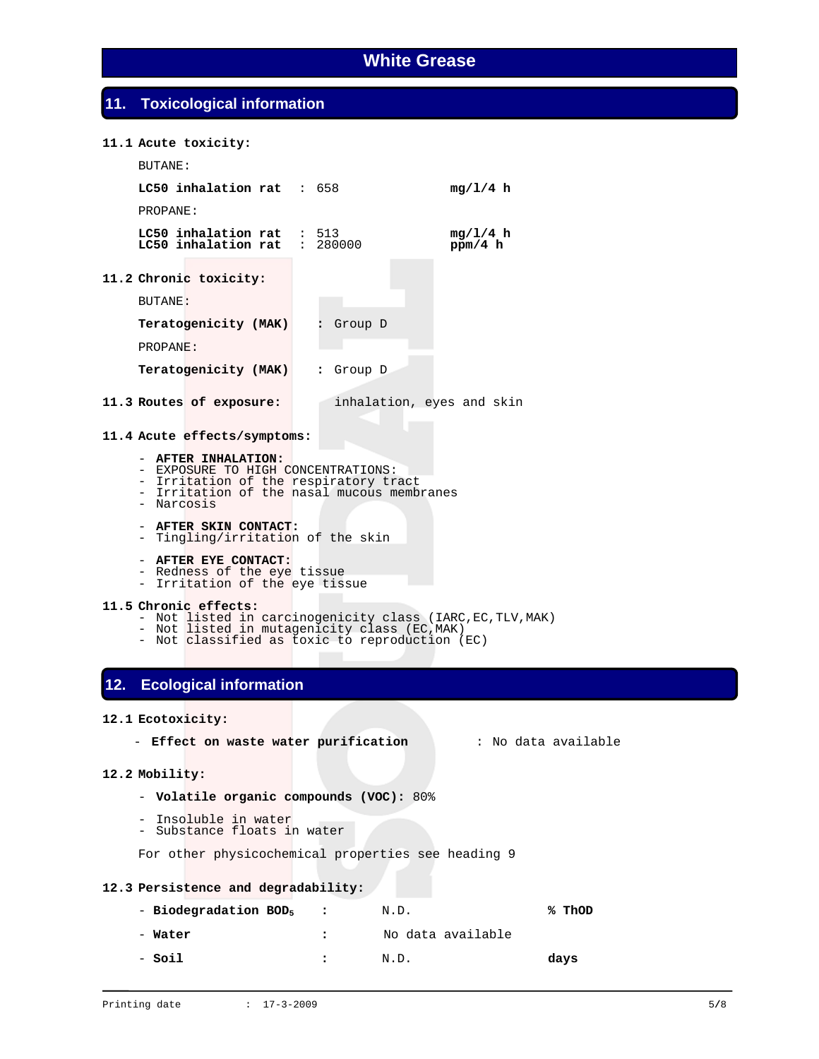# White Grease

## 11. Toxicological information

**11.1 Acute toxicity:**

BUTANE:

| | | | |
|---|---|---|---|
| **LC50 inhalation rat** | : | 658 | **mg/l/4 h** |

PROPANE:

| | | | |
|---|---|---|---|
| **LC50 inhalation rat** | : | 513 | **mg/l/4 h** |
| **LC50 inhalation rat** | : | 280000 | **ppm/4 h** |

**11.2 Chronic toxicity:**

BUTANE:

**Teratogenicity (MAK)** **:** Group D

PROPANE:

**Teratogenicity (MAK)** **:** Group D

**11.3 Routes of exposure:** inhalation, eyes and skin

**11.4 Acute effects/symptoms:**

- **AFTER INHALATION:**
- EXPOSURE TO HIGH CONCENTRATIONS:
- Irritation of the respiratory tract
- Irritation of the nasal mucous membranes
- Narcosis

- **AFTER SKIN CONTACT:**
- Tingling/irritation of the skin

- **AFTER EYE CONTACT:**
- Redness of the eye tissue
- Irritation of the eye tissue

**11.5 Chronic effects:**
- Not listed in carcinogenicity class (IARC,EC,TLV,MAK)
- Not listed in mutagenicity class (EC,MAK)
- Not classified as toxic to reproduction (EC)

## 12. Ecological information

**12.1 Ecotoxicity:**

- **Effect on waste water purification** : No data available

**12.2 Mobility:**

- **Volatile organic compounds (VOC):** 80%

- Insoluble in water
- Substance floats in water

For other physicochemical properties see heading 9

**12.3 Persistence and degradability:**

| | | | |
|---|---|---|---|
| - **Biodegradation $BOD_5$** | : | N.D. | **% ThOD** |
| - **Water** | : | No data available | |
| - **Soil** | : | N.D. | **days** |

Printing date : 17-3-2009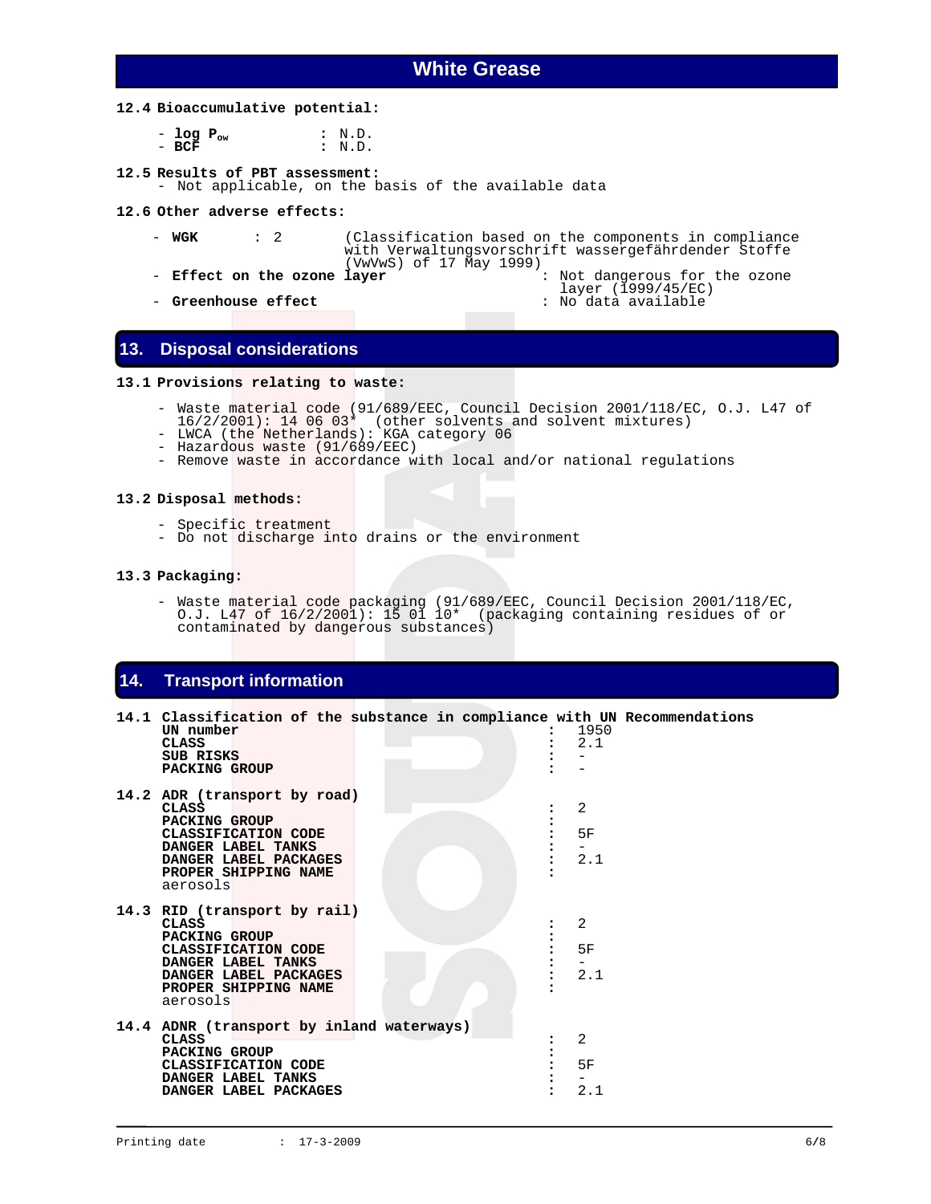**12.4 Bioaccumulative potential:**

- **log $P_{ow}$** : N.D.
- **BCF** : N.D.

**12.5 Results of PBT assessment:**

- Not applicable, on the basis of the available data

**12.6 Other adverse effects:**

- **WGK** : 2 (Classification based on the components in compliance with Verwaltungsvorschrift wassergefährdender Stoffe (VwVwS) of 17 May 1999)
- **Effect on the ozone layer** : Not dangerous for the ozone layer (1999/45/EC)
- **Greenhouse effect** : No data available

## 13. Disposal considerations

**13.1 Provisions relating to waste:**

- Waste material code (91/689/EEC, Council Decision 2001/118/EC, O.J. L47 of 16/2/2001): 14 06 03* (other solvents and solvent mixtures)
- LWCA (the Netherlands): KGA category 06
- Hazardous waste (91/689/EEC)
- Remove waste in accordance with local and/or national regulations

**13.2 Disposal methods:**

- Specific treatment
- Do not discharge into drains or the environment

**13.3 Packaging:**

- Waste material code packaging (91/689/EEC, Council Decision 2001/118/EC, O.J. L47 of 16/2/2001): 15 01 10* (packaging containing residues of or contaminated by dangerous substances)

## 14. Transport information

**14.1 Classification of the substance in compliance with UN Recommendations**

| | |
|---|---|
| **UN number** | 1950 |
| **CLASS** | 2.1 |
| **SUB RISKS** | - |
| **PACKING GROUP** | - |

**14.2 ADR (transport by road)**

| | |
|---|---|
| **CLASS** | 2 |
| **PACKING GROUP** | |
| **CLASSIFICATION CODE** | 5F |
| **DANGER LABEL TANKS** | - |
| **DANGER LABEL PACKAGES** | 2.1 |
| **PROPER SHIPPING NAME** | |

aerosols

**14.3 RID (transport by rail)**

| | |
|---|---|
| **CLASS** | 2 |
| **PACKING GROUP** | |
| **CLASSIFICATION CODE** | 5F |
| **DANGER LABEL TANKS** | - |
| **DANGER LABEL PACKAGES** | 2.1 |
| **PROPER SHIPPING NAME** | |

aerosols

**14.4 ADNR (transport by inland waterways)**

| | |
|---|---|
| **CLASS** | 2 |
| **PACKING GROUP** | |
| **CLASSIFICATION CODE** | 5F |
| **DANGER LABEL TANKS** | - |
| **DANGER LABEL PACKAGES** | 2.1 |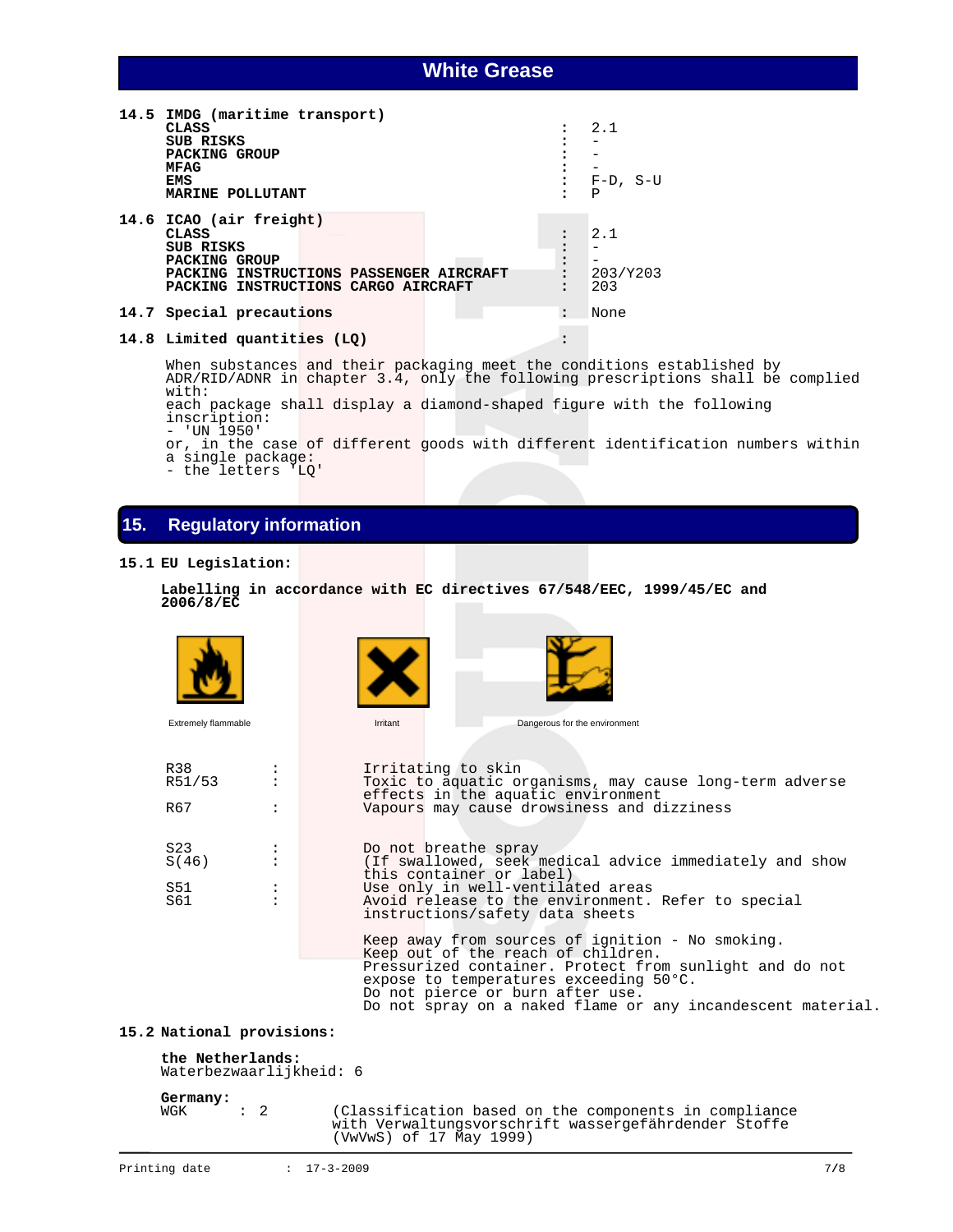### 14.5 IMDG (maritime transport)

| | | |
|---|---|---|
| CLASS | : | 2.1 |
| SUB RISKS | : | - |
| PACKING GROUP | : | - |
| MFAG | : | - |
| EMS | : | F-D, S-U |
| MARINE POLLUTANT | : | P |

### 14.6 ICAO (air freight)

| | | |
|---|---|---|
| CLASS | : | 2.1 |
| SUB RISKS | : | - |
| PACKING GROUP | : | - |
| PACKING INSTRUCTIONS PASSENGER AIRCRAFT | : | 203/Y203 |
| PACKING INSTRUCTIONS CARGO AIRCRAFT | : | 203 |

### 14.7 Special precautions : None

### 14.8 Limited quantities (LQ) :

When substances and their packaging meet the conditions established by ADR/RID/ADNR in chapter 3.4, only the following prescriptions shall be complied with:
each package shall display a diamond-shaped figure with the following inscription:
- 'UN 1950'

or, in the case of different goods with different identification numbers within a single package:
- the letters 'LQ'

## 15. Regulatory information

### 15.1 EU Legislation:

**Labelling in accordance with EC directives 67/548/EEC, 1999/45/EC and 2006/8/EC**

Extremely flammable

Irritant

Dangerous for the environment

| | | |
|---|---|---|
| R38 | : | Irritating to skin |
| R51/53 | : | Toxic to aquatic organisms, may cause long-term adverse effects in the aquatic environment |
| R67 | : | Vapours may cause drowsiness and dizziness |

| | | |
|---|---|---|
| S23 | : | Do not breathe spray |
| S(46) | : | (If swallowed, seek medical advice immediately and show this container or label) |
| S51 | : | Use only in well-ventilated areas |
| S61 | : | Avoid release to the environment. Refer to special instructions/safety data sheets |

Keep away from sources of ignition - No smoking.
Keep out of the reach of children.
Pressurized container. Protect from sunlight and do not expose to temperatures exceeding 50°C.
Do not pierce or burn after use.
Do not spray on a naked flame or any incandescent material.

### 15.2 National provisions:

**the Netherlands:**
Waterbezwaarlijkheid: 6

**Germany:**
WGK : 2 (Classification based on the components in compliance with Verwaltungsvorschrift wassergefährdender Stoffe (VwVwS) of 17 May 1999)

Printing date : 17-3-2009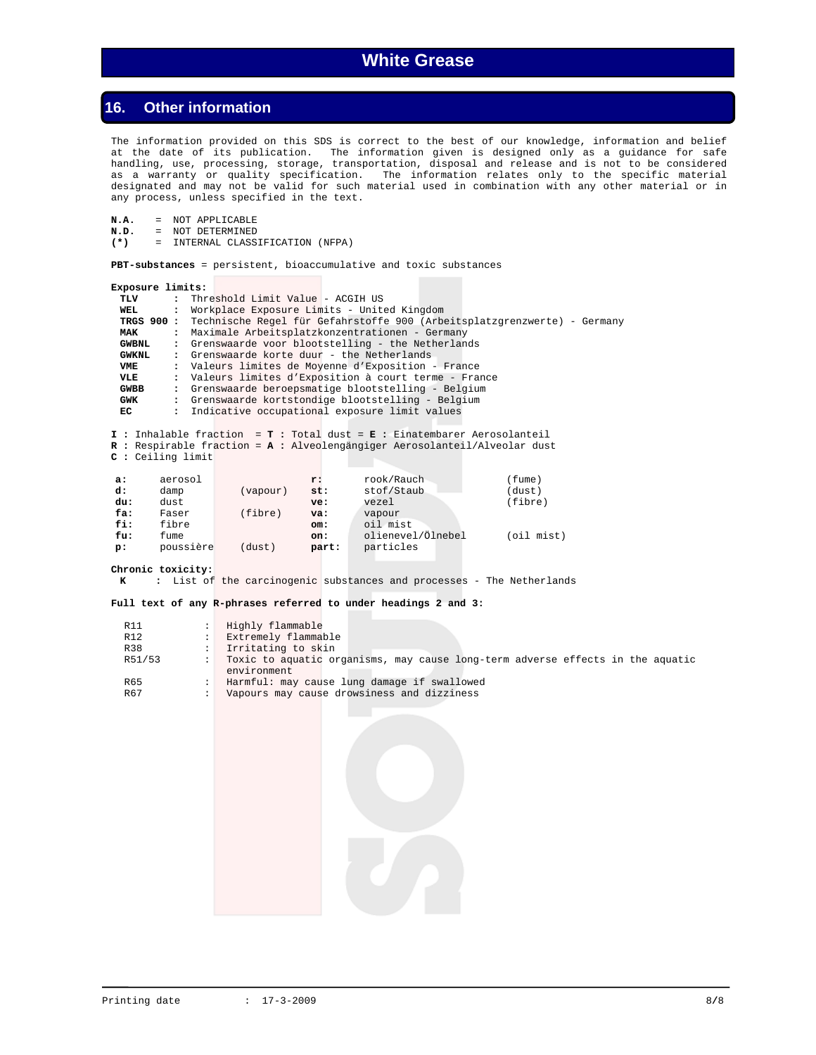# White Grease

## 16. Other information

The information provided on this SDS is correct to the best of our knowledge, information and belief at the date of its publication. The information given is designed only as a guidance for safe handling, use, processing, storage, transportation, disposal and release and is not to be considered as a warranty or quality specification. The information relates only to the specific material designated and may not be valid for such material used in combination with any other material or in any process, unless specified in the text.

**N.A.** = NOT APPLICABLE
**N.D.** = NOT DETERMINED
**(*)** = INTERNAL CLASSIFICATION (NFPA)

**PBT-substances** = persistent, bioaccumulative and toxic substances

**Exposure limits:**

| | | |
|---|---|---|
| **TLV** | : | Threshold Limit Value - ACGIH US |
| **WEL** | : | Workplace Exposure Limits - United Kingdom |
| **TRGS 900** | : | Technische Regel für Gefahrstoffe 900 (Arbeitsplatzgrenzwerte) - Germany |
| **MAK** | : | Maximale Arbeitsplatzkonzentrationen - Germany |
| **GWBNL** | : | Grenswaarde voor blootstelling - the Netherlands |
| **GWKNL** | : | Grenswaarde korte duur - the Netherlands |
| **VME** | : | Valeurs limites de Moyenne d'Exposition - France |
| **VLE** | : | Valeurs limites d'Exposition à court terme - France |
| **GWBB** | : | Grenswaarde beroepsmatige blootstelling - Belgium |
| **GWK** | : | Grenswaarde kortstondige blootstelling - Belgium |
| **EC** | : | Indicative occupational exposure limit values |

**I :** Inhalable fraction = **T :** Total dust = **E :** Einatembarer Aerosolanteil
**R :** Respirable fraction = **A :** Alveolengängiger Aerosolanteil/Alveolar dust
**C :** Ceiling limit

| | | | | | |
|---|---|---|---|---|---|
| **a:** | aerosol | | **r:** | rook/Rauch | (fume) |
| **d:** | damp | (vapour) | **st:** | stof/Staub | (dust) |
| **du:** | dust | | **ve:** | vezel | (fibre) |
| **fa:** | Faser | (fibre) | **va:** | vapour | |
| **fi:** | fibre | | **om:** | oil mist | |
| **fu:** | fume | | **on:** | olienevel/Ölnebel | (oil mist) |
| **p:** | poussière | (dust) | **part:** | particles | |

**Chronic toxicity:**
**K** : List of the carcinogenic substances and processes - The Netherlands

**Full text of any R-phrases referred to under headings 2 and 3:**

| | | |
|---|---|---|
| R11 | : | Highly flammable |
| R12 | : | Extremely flammable |
| R38 | : | Irritating to skin |
| R51/53 | : | Toxic to aquatic organisms, may cause long-term adverse effects in the aquatic environment |
| R65 | : | Harmful: may cause lung damage if swallowed |
| R67 | : | Vapours may cause drowsiness and dizziness |

Printing date : 17-3-2009